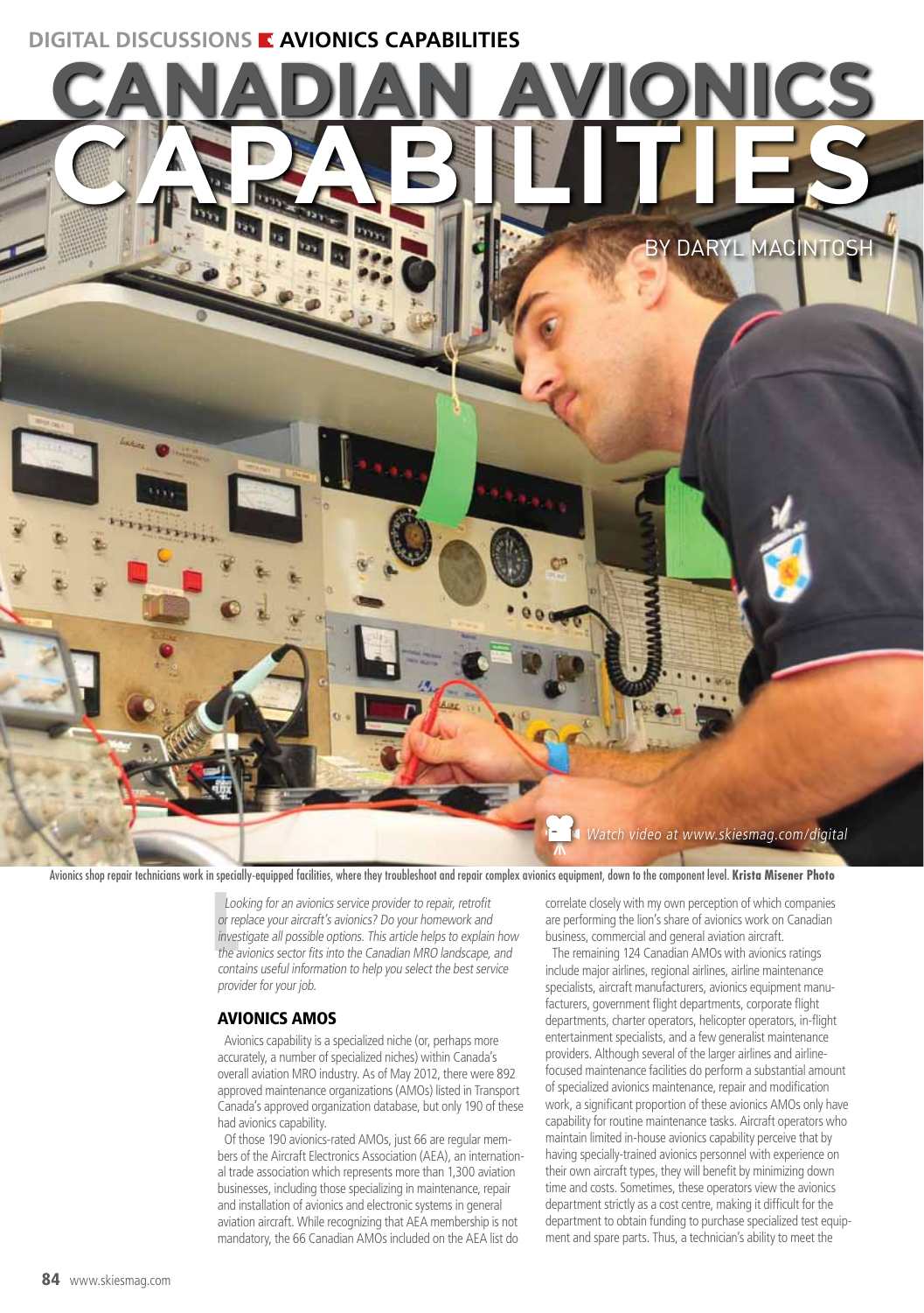# CANADIAN AVIONICS CAPABILITIES

BY DARYL MACINTOSH

Watch video at www.skiesmag.com/digital

Avionics shop repair technicians work in specially-equipped facilities, where they troubleshoot and repair complex avionics equipment, down to the component level. **Krista Misener Photo**

*Looking for an avionics service provider to repair, retrofit or replace your aircraft's avionics? Do your homework and investigate all possible options. This article helps to explain how the avionics sector fits into the Canadian MRO landscape, and contains useful information to help you select the best service provider for your job.*

## AVIONICS AMOS

Avionics capability is a specialized niche (or, perhaps more accurately, a number of specialized niches) within Canada's overall aviation MRO industry. As of May 2012, there were 892 approved maintenance organizations (AMOs) listed in Transport Canada's approved organization database, but only 190 of these had avionics capability.

Of those 190 avionics-rated AMOs, just 66 are regular members of the Aircraft Electronics Association (AEA), an international trade association which represents more than 1,300 aviation businesses, including those specializing in maintenance, repair and installation of avionics and electronic systems in general aviation aircraft. While recognizing that AEA membership is not mandatory, the 66 Canadian AMOs included on the AEA list do correlate closely with my own perception of which companies are performing the lion's share of avionics work on Canadian business, commercial and general aviation aircraft.

The remaining 124 Canadian AMOs with avionics ratings include major airlines, regional airlines, airline maintenance specialists, aircraft manufacturers, avionics equipment manufacturers, government flight departments, corporate flight departments, charter operators, helicopter operators, in-flight entertainment specialists, and a few generalist maintenance providers. Although several of the larger airlines and airline-focused maintenance facilities do perform a substantial amount of specialized avionics maintenance, repair and modification work, a significant proportion of these avionics AMOs only have capability for routine maintenance tasks. Aircraft operators who maintain limited in-house avionics capability perceive that by having specially-trained avionics personnel with experience on their own aircraft types, they will benefit by minimizing down time and costs. Sometimes, these operators view the avionics department strictly as a cost centre, making it difficult for the department to obtain funding to purchase specialized test equipment and spare parts. Thus, a technician's ability to meet the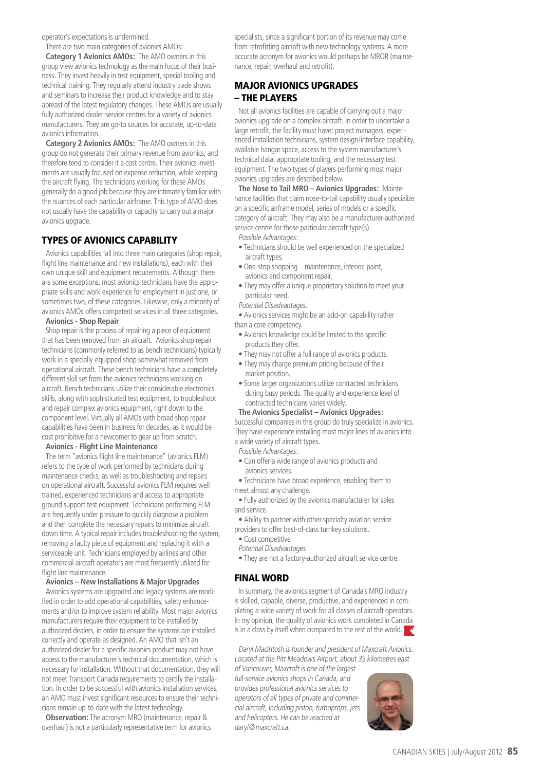operator's expectations is undermined.

There are two main categories of avionics AMOs:

**Category 1 Avionics AMOs:** The AMO owners in this group view avionics technology as the main focus of their business. They invest heavily in test equipment, special tooling and technical training. They regularly attend industry trade shows and seminars to increase their product knowledge and to stay abreast of the latest regulatory changes. These AMOs are usually fully authorized dealer-service centres for a variety of avionics manufacturers. They are go-to sources for accurate, up-to-date avionics information.

**Category 2 Avionics AMOs:** The AMO owners in this group do not generate their primary revenue from avionics, and therefore tend to consider it a cost centre. Their avionics investments are usually focused on expense reduction, while keeping the aircraft flying. The technicians working for these AMOs generally do a good job because they are intimately familiar with the nuances of each particular airframe. This type of AMO does not usually have the capability or capacity to carry out a major avionics upgrade.

## TYPES OF AVIONICS CAPABILITY

Avionics capabilities fall into three main categories (shop repair, flight line maintenance and new installations), each with their own unique skill and equipment requirements. Although there are some exceptions, most avionics technicians have the appropriate skills and work experience for employment in just one, or sometimes two, of these categories. Likewise, only a minority of avionics AMOs offers competent services in all three categories.

**Avionics - Shop Repair**

Shop repair is the process of repairing a piece of equipment that has been removed from an aircraft. Avionics shop repair technicians (commonly referred to as bench technicians) typically work in a specially-equipped shop somewhat removed from operational aircraft. These bench technicians have a completely different skill set from the avionics technicians working on aircraft. Bench technicians utilize their considerable electronics skills, along with sophisticated test equipment, to troubleshoot and repair complex avionics equipment, right down to the component level. Virtually all AMOs with broad shop repair capabilities have been in business for decades, as it would be cost prohibitive for a newcomer to gear up from scratch.

**Avionics - Flight Line Maintenance**

The term "avionics flight line maintenance" (avionics FLM) refers to the type of work performed by technicians during maintenance checks, as well as troubleshooting and repairs on operational aircraft. Successful avionics FLM requires well trained, experienced technicians and access to appropriate ground support test equipment. Technicians performing FLM are frequently under pressure to quickly diagnose a problem and then complete the necessary repairs to minimize aircraft down time. A typical repair includes troubleshooting the system, removing a faulty piece of equipment and replacing it with a serviceable unit. Technicians employed by airlines and other commercial aircraft operators are most frequently utilized for flight line maintenance.

**Avionics – New Installations & Major Upgrades**

Avionics systems are upgraded and legacy systems are modified in order to add operational capabilities, safety enhancements and/or to improve system reliability. Most major avionics manufacturers require their equipment to be installed by authorized dealers, in order to ensure the systems are installed correctly and operate as designed. An AMO that isn't an authorized dealer for a specific avionics product may not have access to the manufacturer's technical documentation, which is necessary for installation. Without that documentation, they will not meet Transport Canada requirements to certify the installation. In order to be successful with avionics installation services, an AMO must invest significant resources to ensure their technicians remain up-to-date with the latest technology.

**Observation:** The acronym MRO (maintenance, repair & overhaul) is not a particularly representative term for avionics specialists, since a significant portion of its revenue may come from retrofitting aircraft with new technology systems. A more accurate acronym for avionics would perhaps be MROR (maintenance, repair, overhaul and retrofit).

## MAJOR AVIONICS UPGRADES – THE PLAYERS

Not all avionics facilities are capable of carrying out a major avionics upgrade on a complex aircraft. In order to undertake a large retrofit, the facility must have: project managers, experienced installation technicians, system design/interface capability, available hangar space, access to the system manufacturer's technical data, appropriate tooling, and the necessary test equipment. The two types of players performing most major avionics upgrades are described below.

**The Nose to Tail MRO – Avionics Upgrades:** Maintenance facilities that claim nose-to-tail capability usually specialize on a specific airframe model, series of models or a specific category of aircraft. They may also be a manufacturer-authorized service centre for those particular aircraft type(s).

*Possible Advantages:*

- Technicians should be well experienced on the specialized aircraft types.
- One-stop shopping – maintenance, interior, paint, avionics and component repair.
- They may offer a unique proprietary solution to meet your particular need.

*Potential Disadvantages:*

- Avionics services might be an add-on capability rather than a core competency.
- Avionics knowledge could be limited to the specific products they offer.
- They may not offer a full range of avionics products.
- They may charge premium pricing because of their market position.
- Some larger organizations utilize contracted technicians during busy periods. The quality and experience level of contracted technicians varies widely.

**The Avionics Specialist – Avionics Upgrades:** Successful companies in this group do truly specialize in avionics. They have experience installing most major lines of avionics into a wide variety of aircraft types.

*Possible Advantages:*

- Can offer a wide range of avionics products and avionics services.
- Technicians have broad experience, enabling them to meet almost any challenge.
- Fully authorized by the avionics manufacturer for sales and service.
- Ability to partner with other specialty aviation service providers to offer best-of-class turnkey solutions.
- Cost competitive

*Potential Disadvantages*

- They are not a factory-authorized aircraft service centre.

## FINAL WORD

In summary, the avionics segment of Canada's MRO industry is skilled, capable, diverse, productive, and experienced in completing a wide variety of work for all classes of aircraft operators. In my opinion, the quality of avionics work completed in Canada is in a class by itself when compared to the rest of the world.

*Daryl MacIntosh is founder and president of Maxcraft Avionics. Located at the Pitt Meadows Airport, about 35 kilometres east of Vancouver, Maxcraft is one of the largest full-service avionics shops in Canada, and provides professional avionics services to operators of all types of private and commercial aircraft, including piston, turboprops, jets and helicopters. He can be reached at daryl@maxcraft.ca.*